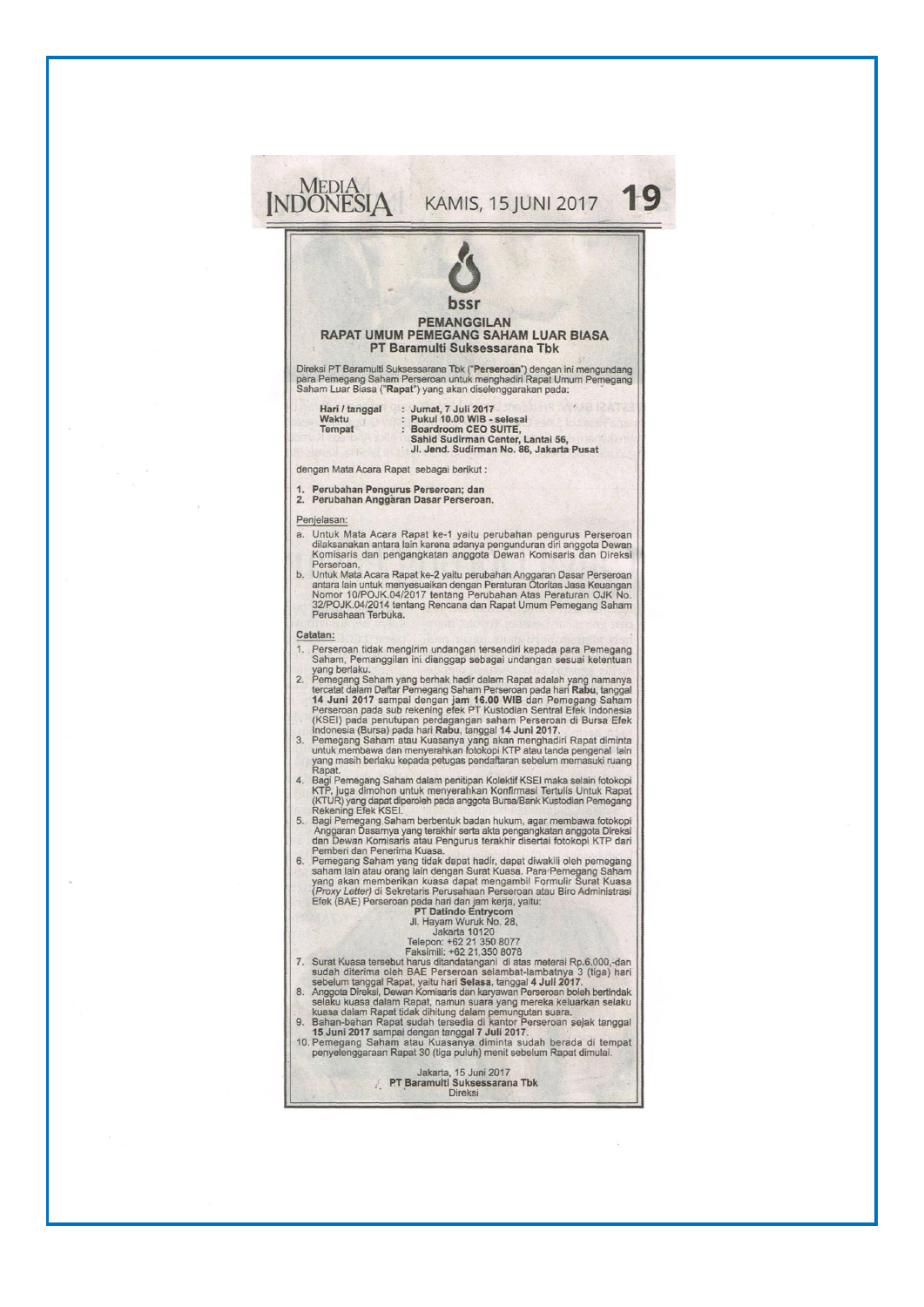bssr

# PEMANGGILAN
## RAPAT UMUM PEMEGANG SAHAM LUAR BIASA
## PT Baramulti Suksessarana Tbk

Direksi PT Baramulti Suksessarana Tbk ("**Perseroan**") dengan ini mengundang para Pemegang Saham Perseroan untuk menghadiri Rapat Umum Pemegang Saham Luar Biasa ("**Rapat**") yang akan diselenggarakan pada:

**Hari / tanggal** : **Jumat, 7 Juli 2017**
**Waktu** : **Pukul 10.00 WIB - selesai**
**Tempat** : **Boardroom CEO SUITE,**
**Sahid Sudirman Center, Lantai 56,**
**Jl. Jend. Sudirman No. 86, Jakarta Pusat**

dengan Mata Acara Rapat sebagai berikut :

1. **Perubahan Pengurus Perseroan; dan**
2. **Perubahan Anggaran Dasar Perseroan.**

Penjelasan:

a. Untuk Mata Acara Rapat ke-1 yaitu perubahan pengurus Perseroan dilaksanakan antara lain karena adanya pengunduran diri anggota Dewan Komisaris dan pengangkatan anggota Dewan Komisaris dan Direksi Perseroan.
b. Untuk Mata Acara Rapat ke-2 yaitu perubahan Anggaran Dasar Perseroan antara lain untuk menyesuaikan dengan Peraturan Otoritas Jasa Keuangan Nomor 10/POJK.04/2017 tentang Perubahan Atas Peraturan OJK No. 32/POJK.04/2014 tentang Rencana dan Rapat Umum Pemegang Saham Perusahaan Terbuka.

**Catatan:**

1. Perseroan tidak mengirim undangan tersendiri kepada para Pemegang Saham, Pemanggilan ini dianggap sebagai undangan sesuai ketentuan yang berlaku.
2. Pemegang Saham yang berhak hadir dalam Rapat adalah yang namanya tercatat dalam Daftar Pemegang Saham Perseroan pada hari **Rabu**, tanggal **14 Juni 2017** sampai dengan **jam 16.00 WIB** dan Pemegang Saham Perseroan pada sub rekening efek PT Kustodian Sentral Efek Indonesia (KSEI) pada penutupan perdagangan saham Perseroan di Bursa Efek Indonesia (Bursa) pada hari **Rabu**, tanggal **14 Juni 2017**.
3. Pemegang Saham atau Kuasanya yang akan menghadiri Rapat diminta untuk membawa dan menyerahkan fotokopi KTP atau tanda pengenal lain yang masih berlaku kepada petugas pendaftaran sebelum memasuki ruang Rapat.
4. Bagi Pemegang Saham dalam penitipan Kolektif KSEI maka selain fotokopi KTP, juga dimohon untuk menyerahkan Konfirmasi Tertulis Untuk Rapat (KTUR) yang dapat diperoleh pada anggota Bursa/Bank Kustodian Pemegang Rekening Efek KSEI.
5. Bagi Pemegang Saham berbentuk badan hukum, agar membawa fotokopi Anggaran Dasarnya yang terakhir serta akta pengangkatan anggota Direksi dan Dewan Komisaris atau Pengurus terakhir disertai fotokopi KTP dari Pemberi dan Penerima Kuasa.
6. Pemegang Saham yang tidak dapat hadir, dapat diwakili oleh pemegang saham lain atau orang lain dengan Surat Kuasa. Para Pemegang Saham yang akan memberikan kuasa dapat mengambil Formulir Surat Kuasa (*Proxy Letter*) di Sekretaris Perusahaan Perseroan atau Biro Administrasi Efek (BAE) Perseroan pada hari dan jam kerja, yaitu:

   **PT Datindo Entrycom**
   Jl. Hayam Wuruk No. 28,
   Jakarta 10120
   Telepon: +62 21 350 8077
   Faksimili: +62 21 350 8078

7. Surat Kuasa tersebut harus ditandatangani di atas meterai Rp.6.000,-dan sudah diterima oleh BAE Perseroan selambat-lambatnya 3 (tiga) hari sebelum tanggal Rapat, yaitu hari **Selasa**, tanggal **4 Juli 2017**.
8. Anggota Direksi, Dewan Komisaris dan karyawan Perseroan boleh bertindak selaku kuasa dalam Rapat, namun suara yang mereka keluarkan selaku kuasa dalam Rapat tidak dihitung dalam pemungutan suara.
9. Bahan-bahan Rapat sudah tersedia di kantor Perseroan sejak tanggal **15 Juni 2017** sampai dengan **tanggal 7 Juli 2017**.
10. Pemegang Saham atau Kuasanya diminta sudah berada di tempat penyelenggaraan Rapat 30 (tiga puluh) menit sebelum Rapat dimulai.

Jakarta, 15 Juni 2017
**PT Baramulti Suksessarana Tbk**
Direksi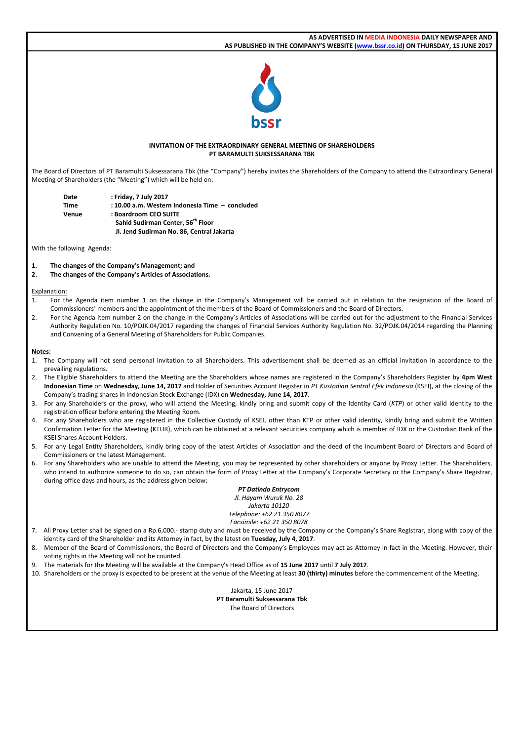**AS ADVERTISED IN MEDIA INDONESIA DAILY NEWSPAPER AND AS PUBLISHED IN THE COMPANY'S WEBSITE (www.bssr.co.id) ON THURSDAY, 15 JUNE 2017**

bssr

**INVITATION OF THE EXTRAORDINARY GENERAL MEETING OF SHAREHOLDERS**
**PT BARAMULTI SUKSESSARANA TBK**

The Board of Directors of PT Baramulti Suksessarana Tbk (the "Company") hereby invites the Shareholders of the Company to attend the Extraordinary General Meeting of Shareholders (the "Meeting") which will be held on:

| | |
|---|---|
| **Date** | **: Friday, 7 July 2017** |
| **Time** | **: 10.00 a.m. Western Indonesia Time – concluded** |
| **Venue** | **: Boardroom CEO SUITE** |
| | **Sahid Sudirman Center, 56th Floor** |
| | **Jl. Jend Sudirman No. 86, Central Jakarta** |

With the following Agenda:

1. **The changes of the Company's Management; and**
2. **The changes of the Company's Articles of Associations.**

Explanation:

1. For the Agenda item number 1 on the change in the Company's Management will be carried out in relation to the resignation of the Board of Commissioners' members and the appointment of the members of the Board of Commissioners and the Board of Directors.
2. For the Agenda item number 2 on the change in the Company's Articles of Associations will be carried out for the adjustment to the Financial Services Authority Regulation No. 10/POJK.04/2017 regarding the changes of Financial Services Authority Regulation No. 32/POJK.04/2014 regarding the Planning and Convening of a General Meeting of Shareholders for Public Companies.

**Notes:**

1. The Company will not send personal invitation to all Shareholders. This advertisement shall be deemed as an official invitation in accordance to the prevailing regulations.
2. The Eligible Shareholders to attend the Meeting are the Shareholders whose names are registered in the Company's Shareholders Register by **4pm West Indonesian Time** on **Wednesday, June 14, 2017** and Holder of Securities Account Register in *PT Kustodian Sentral Efek Indonesia* (KSEI), at the closing of the Company's trading shares in Indonesian Stock Exchange (IDX) on **Wednesday, June 14, 2017**.
3. For any Shareholders or the proxy, who will attend the Meeting, kindly bring and submit copy of the Identity Card (*KTP*) or other valid identity to the registration officer before entering the Meeting Room.
4. For any Shareholders who are registered in the Collective Custody of KSEI, other than KTP or other valid identity, kindly bring and submit the Written Confirmation Letter for the Meeting (KTUR), which can be obtained at a relevant securities company which is member of IDX or the Custodian Bank of the KSEI Shares Account Holders.
5. For any Legal Entity Shareholders, kindly bring copy of the latest Articles of Association and the deed of the incumbent Board of Directors and Board of Commissioners or the latest Management.
6. For any Shareholders who are unable to attend the Meeting, you may be represented by other shareholders or anyone by Proxy Letter. The Shareholders, who intend to authorize someone to do so, can obtain the form of Proxy Letter at the Company's Corporate Secretary or the Company's Share Registrar, during office days and hours, as the address given below:

   ***PT Datindo Entrycom***
   *Jl. Hayam Wuruk No. 28*
   *Jakarta 10120*
   *Telephone: +62 21 350 8077*
   *Facsimile: +62 21 350 8078*

7. All Proxy Letter shall be signed on a Rp.6,000.- stamp duty and must be received by the Company or the Company's Share Registrar, along with copy of the identity card of the Shareholder and its Attorney in fact, by the latest on **Tuesday, July 4, 2017**.
8. Member of the Board of Commissioners, the Board of Directors and the Company's Employees may act as Attorney in fact in the Meeting. However, their voting rights in the Meeting will not be counted.
9. The materials for the Meeting will be available at the Company's Head Office as of **15 June 2017** until **7 July 2017**.
10. Shareholders or the proxy is expected to be present at the venue of the Meeting at least **30 (thirty) minutes** before the commencement of the Meeting.

Jakarta, 15 June 2017
**PT Baramulti Suksessarana Tbk**
The Board of Directors